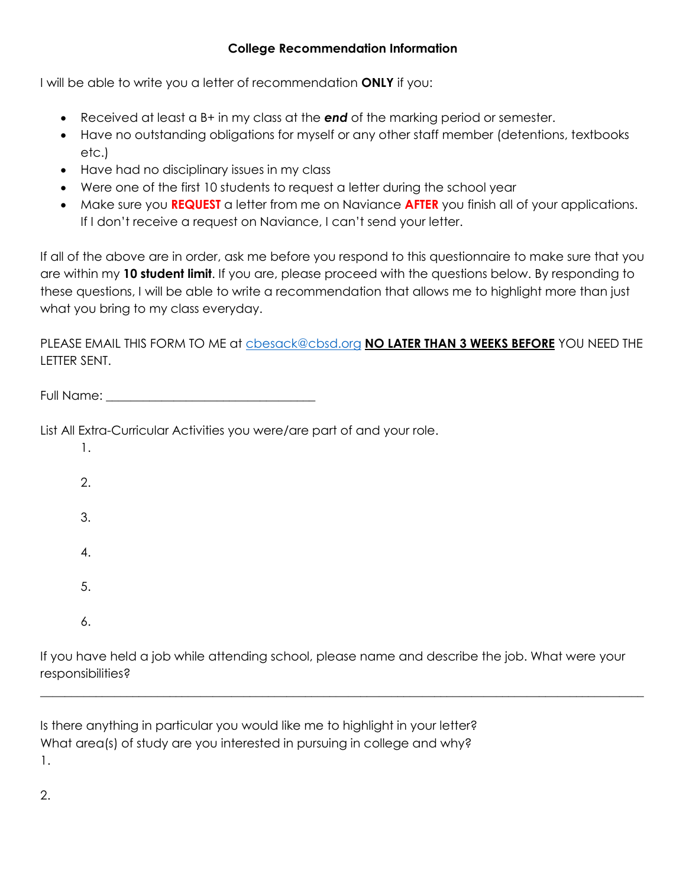## College Recommendation Information

I will be able to write you a letter of recommendation **ONLY** if you:

- Received at least a B+ in my class at the ***end*** of the marking period or semester.
- Have no outstanding obligations for myself or any other staff member (detentions, textbooks etc.)
- Have had no disciplinary issues in my class
- Were one of the first 10 students to request a letter during the school year
- Make sure you **REQUEST** a letter from me on Naviance **AFTER** you finish all of your applications. If I don't receive a request on Naviance, I can't send your letter.

If all of the above are in order, ask me before you respond to this questionnaire to make sure that you are within my **10 student limit**. If you are, please proceed with the questions below. By responding to these questions, I will be able to write a recommendation that allows me to highlight more than just what you bring to my class everyday.

PLEASE EMAIL THIS FORM TO ME at cbesack@cbsd.org **NO LATER THAN 3 WEEKS BEFORE** YOU NEED THE LETTER SENT.

Full Name: ________________________________

List All Extra-Curricular Activities you were/are part of and your role.

1.
2.
3.
4.
5.
6.

If you have held a job while attending school, please name and describe the job. What were your responsibilities?

______________________________________________________________________________

Is there anything in particular you would like me to highlight in your letter?
What area(s) of study are you interested in pursuing in college and why?

1.

2.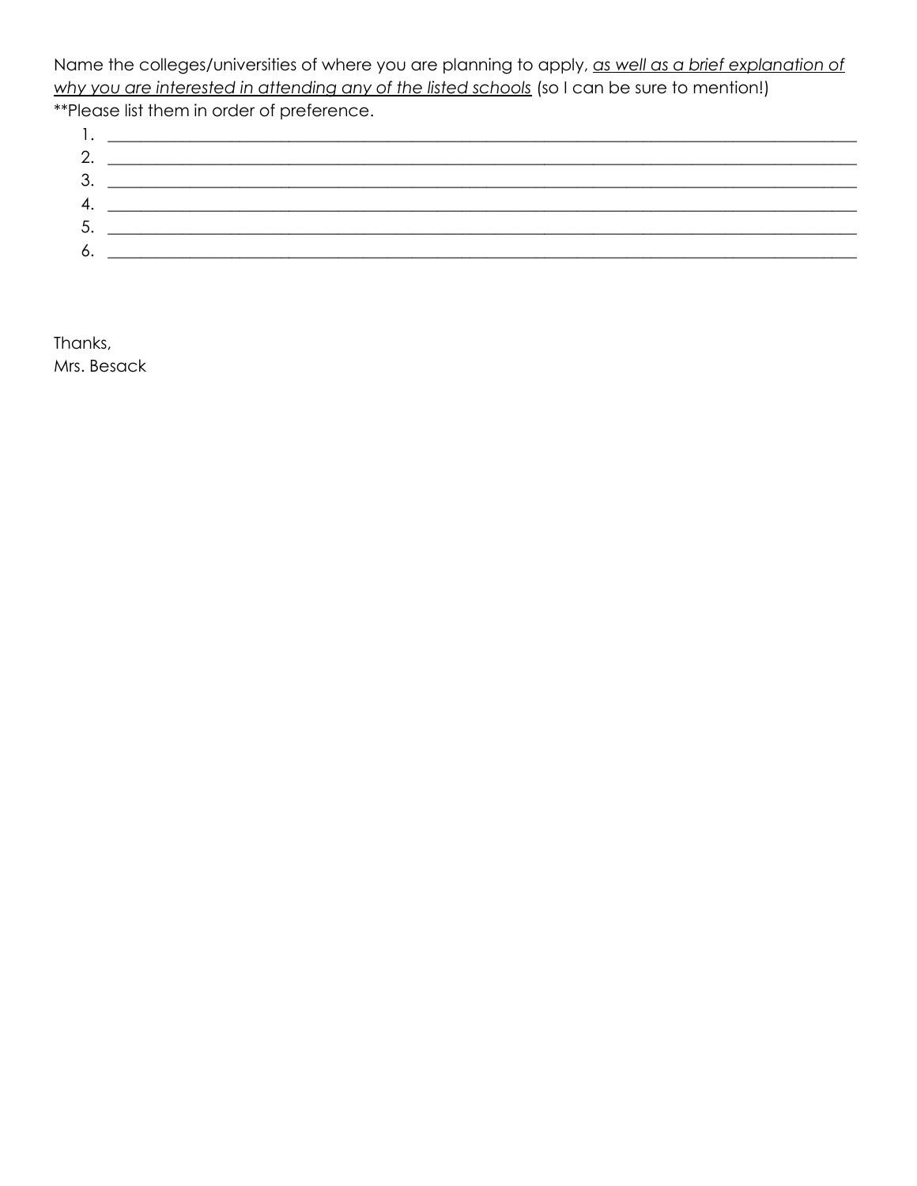Name the colleges/universities of where you are planning to apply, *as well as a brief explanation of why you are interested in attending any of the listed schools* (so I can be sure to mention!)
**Please list them in order of preference.

1. ______________________________________________________________________________
2. ______________________________________________________________________________
3. ______________________________________________________________________________
4. ______________________________________________________________________________
5. ______________________________________________________________________________
6. ______________________________________________________________________________

Thanks,
Mrs. Besack